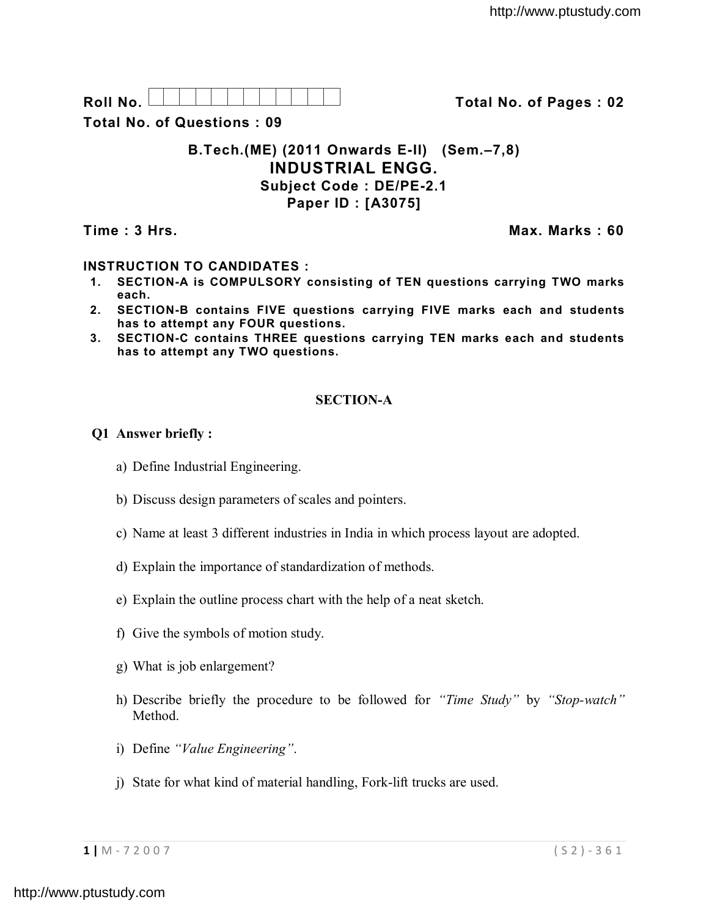**Roll No.** ☐☐☐☐☐☐☐☐☐☐☐☐ **Total No. of Pages : 02**

**Total No. of Questions : 09**

**B.Tech.(ME) (2011 Onwards E-II) (Sem.–7,8)**

# INDUSTRIAL ENGG.

**Subject Code : DE/PE-2.1**

**Paper ID : [A3075]**

**Time : 3 Hrs.** **Max. Marks : 60**

**INSTRUCTION TO CANDIDATES :**

1. **SECTION-A is COMPULSORY consisting of TEN questions carrying TWO marks each.**
2. **SECTION-B contains FIVE questions carrying FIVE marks each and students has to attempt any FOUR questions.**
3. **SECTION-C contains THREE questions carrying TEN marks each and students has to attempt any TWO questions.**

## SECTION-A

**Q1 Answer briefly :**

a) Define Industrial Engineering.

b) Discuss design parameters of scales and pointers.

c) Name at least 3 different industries in India in which process layout are adopted.

d) Explain the importance of standardization of methods.

e) Explain the outline process chart with the help of a neat sketch.

f) Give the symbols of motion study.

g) What is job enlargement?

h) Describe briefly the procedure to be followed for *"Time Study"* by *"Stop-watch"* Method.

i) Define *"Value Engineering"*.

j) State for what kind of material handling, Fork-lift trucks are used.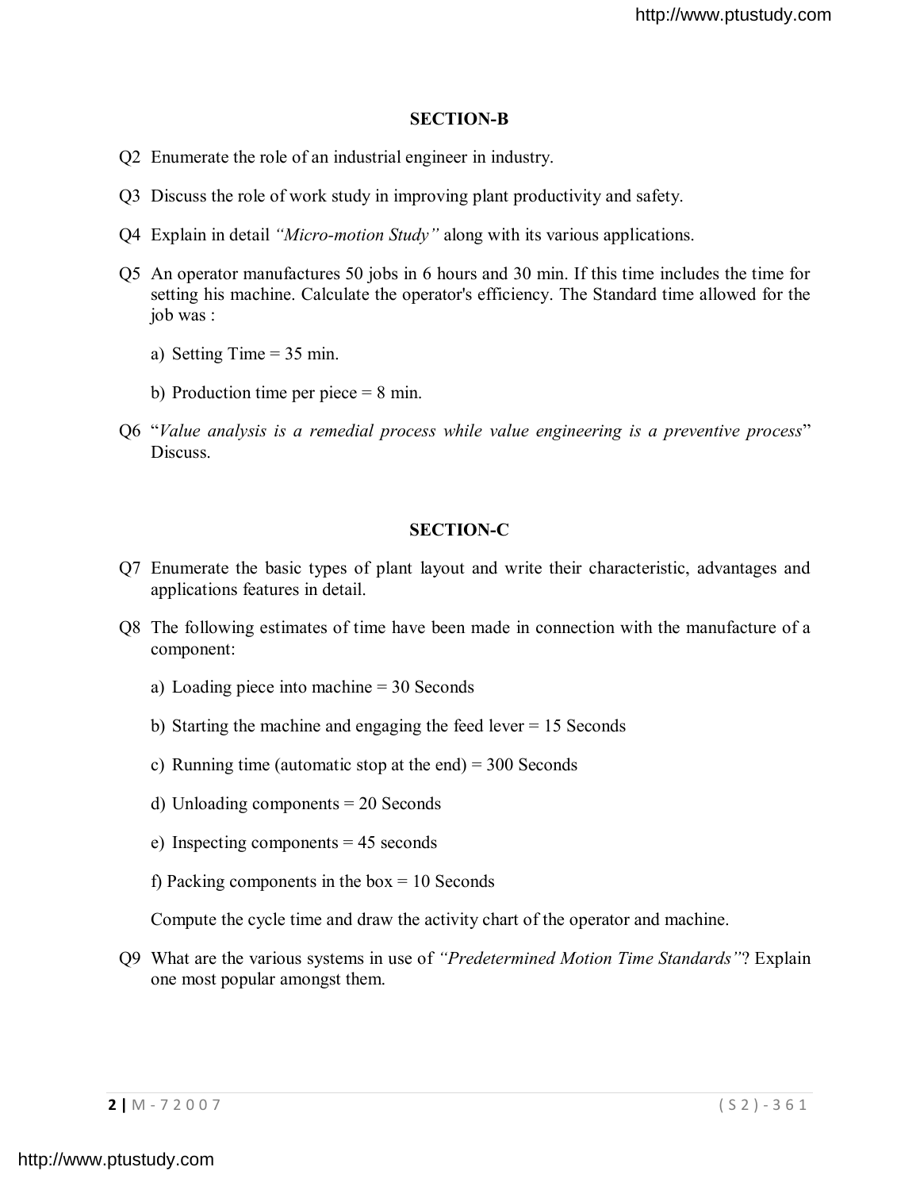## SECTION-B

Q2 Enumerate the role of an industrial engineer in industry.

Q3 Discuss the role of work study in improving plant productivity and safety.

Q4 Explain in detail *"Micro-motion Study"* along with its various applications.

Q5 An operator manufactures 50 jobs in 6 hours and 30 min. If this time includes the time for setting his machine. Calculate the operator's efficiency. The Standard time allowed for the job was :

a) Setting Time = 35 min.

b) Production time per piece = 8 min.

Q6 "*Value analysis is a remedial process while value engineering is a preventive process*" Discuss.

## SECTION-C

Q7 Enumerate the basic types of plant layout and write their characteristic, advantages and applications features in detail.

Q8 The following estimates of time have been made in connection with the manufacture of a component:

a) Loading piece into machine = 30 Seconds

b) Starting the machine and engaging the feed lever = 15 Seconds

c) Running time (automatic stop at the end) = 300 Seconds

d) Unloading components = 20 Seconds

e) Inspecting components = 45 seconds

f) Packing components in the box = 10 Seconds

Compute the cycle time and draw the activity chart of the operator and machine.

Q9 What are the various systems in use of *"Predetermined Motion Time Standards"*? Explain one most popular amongst them.